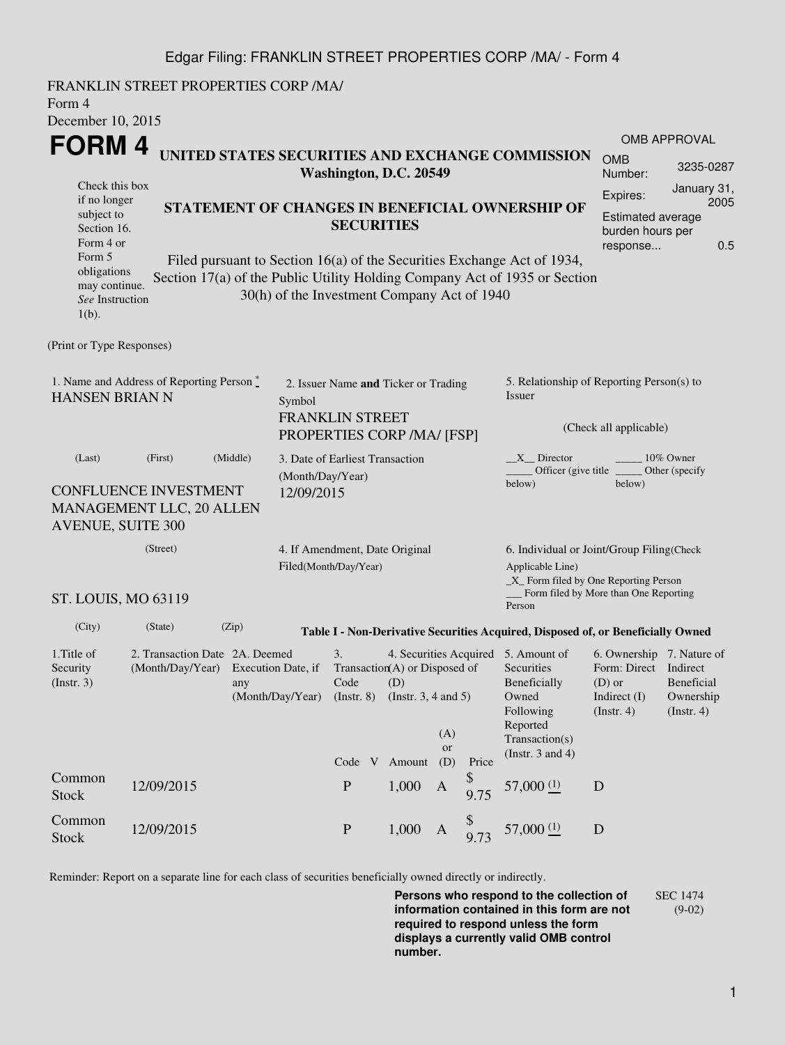FRANKLIN STREET PROPERTIES CORP /MA/
Form 4
December 10, 2015

# FORM 4

**UNITED STATES SECURITIES AND EXCHANGE COMMISSION**
**Washington, D.C. 20549**

**STATEMENT OF CHANGES IN BENEFICIAL OWNERSHIP OF SECURITIES**

Filed pursuant to Section 16(a) of the Securities Exchange Act of 1934, Section 17(a) of the Public Utility Holding Company Act of 1935 or Section 30(h) of the Investment Company Act of 1940

Check this box if no longer subject to Section 16. Form 4 or Form 5 obligations may continue. *See* Instruction 1(b).

OMB APPROVAL

| | |
|---|---|
| OMB Number: | 3235-0287 |
| Expires: | January 31, 2005 |
| Estimated average burden hours per response... | 0.5 |

(Print or Type Responses)

1. Name and Address of Reporting Person *
HANSEN BRIAN N

(Last) (First) (Middle)

CONFLUENCE INVESTMENT MANAGEMENT LLC, 20 ALLEN AVENUE, SUITE 300

(Street)

ST. LOUIS, MO 63119

(City) (State) (Zip)

2. Issuer Name **and** Ticker or Trading Symbol
FRANKLIN STREET PROPERTIES CORP /MA/ [FSP]

3. Date of Earliest Transaction (Month/Day/Year)
12/09/2015

4. If Amendment, Date Original Filed(Month/Day/Year)

5. Relationship of Reporting Person(s) to Issuer

(Check all applicable)

\_\_X\_\_ Director
\_\_\_\_\_ 10% Owner
\_\_\_\_\_ Officer (give title below)
\_\_\_\_\_ Other (specify below)

6. Individual or Joint/Group Filing(Check Applicable Line)
\_X\_ Form filed by One Reporting Person
\_\_\_ Form filed by More than One Reporting Person

**Table I - Non-Derivative Securities Acquired, Disposed of, or Beneficially Owned**

| 1.Title of Security (Instr. 3) | 2. Transaction Date (Month/Day/Year) | 2A. Deemed Execution Date, if any (Month/Day/Year) | 3. Transaction Code (Instr. 8) | | 4. Securities Acquired (A) or Disposed of (D) (Instr. 3, 4 and 5) | | | 5. Amount of Securities Beneficially Owned Following Reported Transaction(s) (Instr. 3 and 4) | 6. Ownership Form: Direct (D) or Indirect (I) (Instr. 4) | 7. Nature of Indirect Beneficial Ownership (Instr. 4) |
|---|---|---|---|---|---|---|---|---|---|---|
| | | | Code | V | Amount | (A) or (D) | Price | | | |
| Common Stock | 12/09/2015 | | P | | 1,000 | A | $ 9.75 | 57,000 (1) | D | |
| Common Stock | 12/09/2015 | | P | | 1,000 | A | $ 9.73 | 57,000 (1) | D | |

Reminder: Report on a separate line for each class of securities beneficially owned directly or indirectly.

**Persons who respond to the collection of information contained in this form are not required to respond unless the form displays a currently valid OMB control number.**

SEC 1474 (9-02)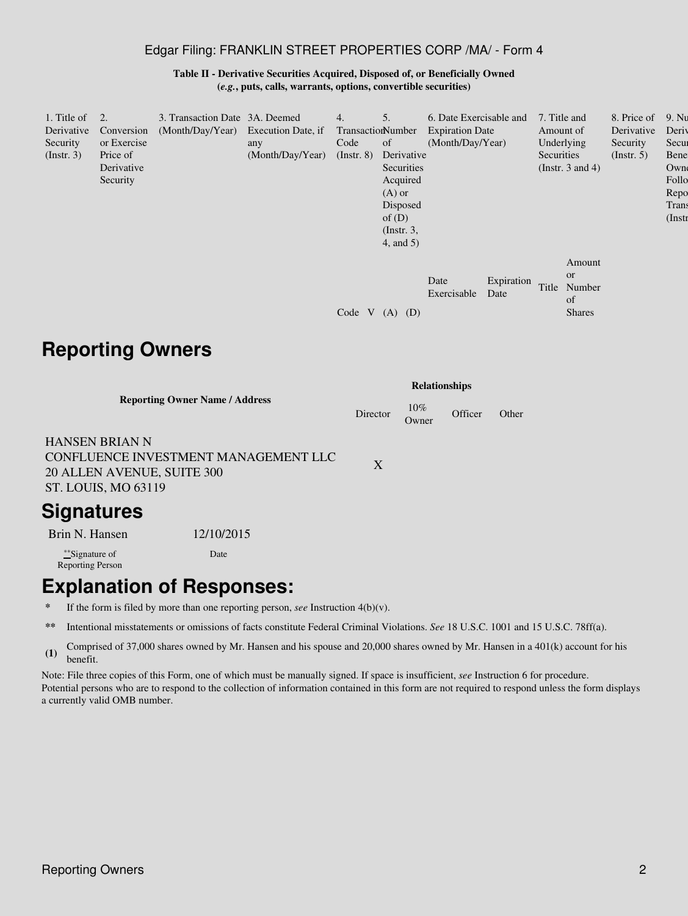**Table II - Derivative Securities Acquired, Disposed of, or Beneficially Owned**
**(*e.g.*, puts, calls, warrants, options, convertible securities)**

| 1. Title of Derivative Security (Instr. 3) | 2. Conversion or Exercise Price of Derivative Security | 3. Transaction Date (Month/Day/Year) | 3A. Deemed Execution Date, if any (Month/Day/Year) | 4. Transaction Code (Instr. 8) | | 5. Number of Derivative Securities Acquired (A) or Disposed of (D) (Instr. 3, 4, and 5) | | 6. Date Exercisable and Expiration Date (Month/Day/Year) | | 7. Title and Amount of Underlying Securities (Instr. 3 and 4) | | 8. Price of Derivative Security (Instr. 5) | 9. Nu Deriv Secur Bene Owne Follo Repo Trans (Instr |
|---|---|---|---|---|---|---|---|---|---|---|---|---|---|
| | | | | Code | V | (A) | (D) | Date Exercisable | Expiration Date | Title | Amount or Number of Shares | | |

# Reporting Owners

| Reporting Owner Name / Address | Relationships | | | |
|---|---|---|---|---|
| | Director | 10% Owner | Officer | Other |
| HANSEN BRIAN N<br>CONFLUENCE INVESTMENT MANAGEMENT LLC<br>20 ALLEN AVENUE, SUITE 300<br>ST. LOUIS, MO 63119 | X | | | |

# Signatures

| Brin N. Hansen | 12/10/2015 |
|---|---|
| **Signature of Reporting Person | Date |

# Explanation of Responses:

* If the form is filed by more than one reporting person, *see* Instruction 4(b)(v).

** Intentional misstatements or omissions of facts constitute Federal Criminal Violations. *See* 18 U.S.C. 1001 and 15 U.S.C. 78ff(a).

**(1)** Comprised of 37,000 shares owned by Mr. Hansen and his spouse and 20,000 shares owned by Mr. Hansen in a 401(k) account for his benefit.

Note: File three copies of this Form, one of which must be manually signed. If space is insufficient, *see* Instruction 6 for procedure.
Potential persons who are to respond to the collection of information contained in this form are not required to respond unless the form displays a currently valid OMB number.